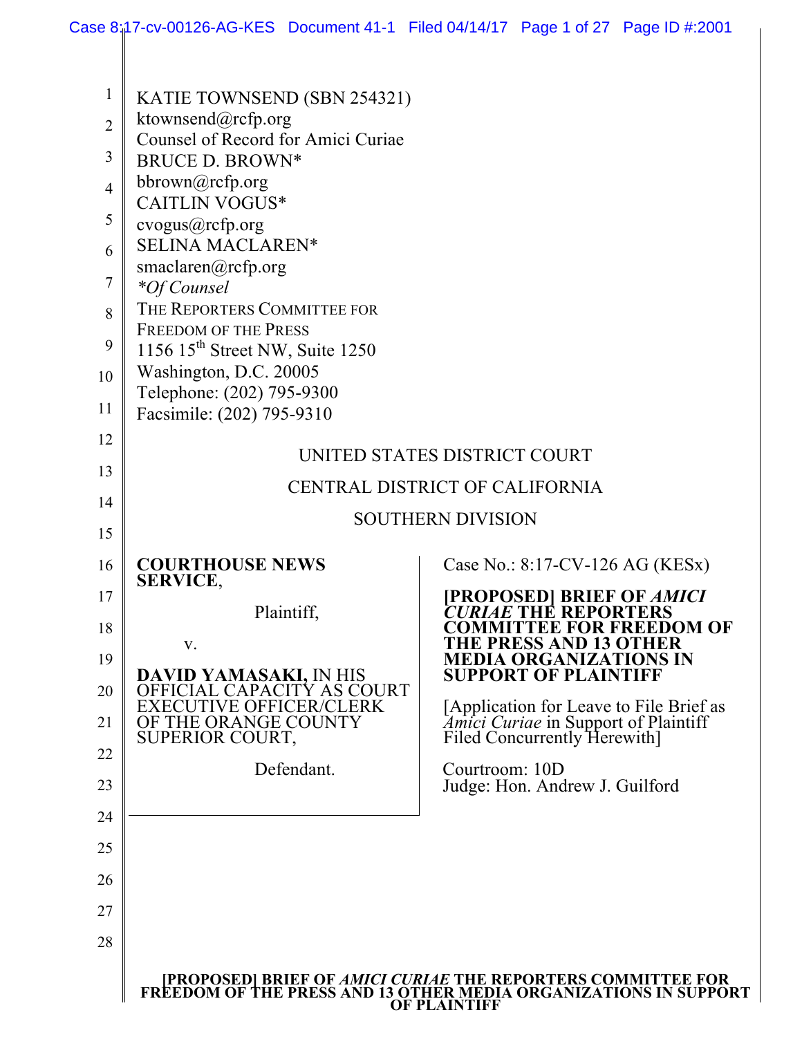KATIE TOWNSEND (SBN 254321)
ktownsend@rcfp.org
Counsel of Record for Amici Curiae
BRUCE D. BROWN*
bbrown@rcfp.org
CAITLIN VOGUS*
cvogus@rcfp.org
SELINA MACLAREN*
smaclaren@rcfp.org
*\*Of Counsel*
THE REPORTERS COMMITTEE FOR
FREEDOM OF THE PRESS
1156 15th Street NW, Suite 1250
Washington, D.C. 20005
Telephone: (202) 795-9300
Facsimile: (202) 795-9310

UNITED STATES DISTRICT COURT

CENTRAL DISTRICT OF CALIFORNIA

SOUTHERN DIVISION

**COURTHOUSE NEWS SERVICE**,

Plaintiff,

v.

**DAVID YAMASAKI,** IN HIS OFFICIAL CAPACITY AS COURT EXECUTIVE OFFICER/CLERK OF THE ORANGE COUNTY SUPERIOR COURT,

Defendant.

Case No.: 8:17-CV-126 AG (KESx)

**[PROPOSED] BRIEF OF *AMICI CURIAE* THE REPORTERS COMMITTEE FOR FREEDOM OF THE PRESS AND 13 OTHER MEDIA ORGANIZATIONS IN SUPPORT OF PLAINTIFF**

[Application for Leave to File Brief as *Amici Curiae* in Support of Plaintiff Filed Concurrently Herewith]

Courtroom: 10D
Judge: Hon. Andrew J. Guilford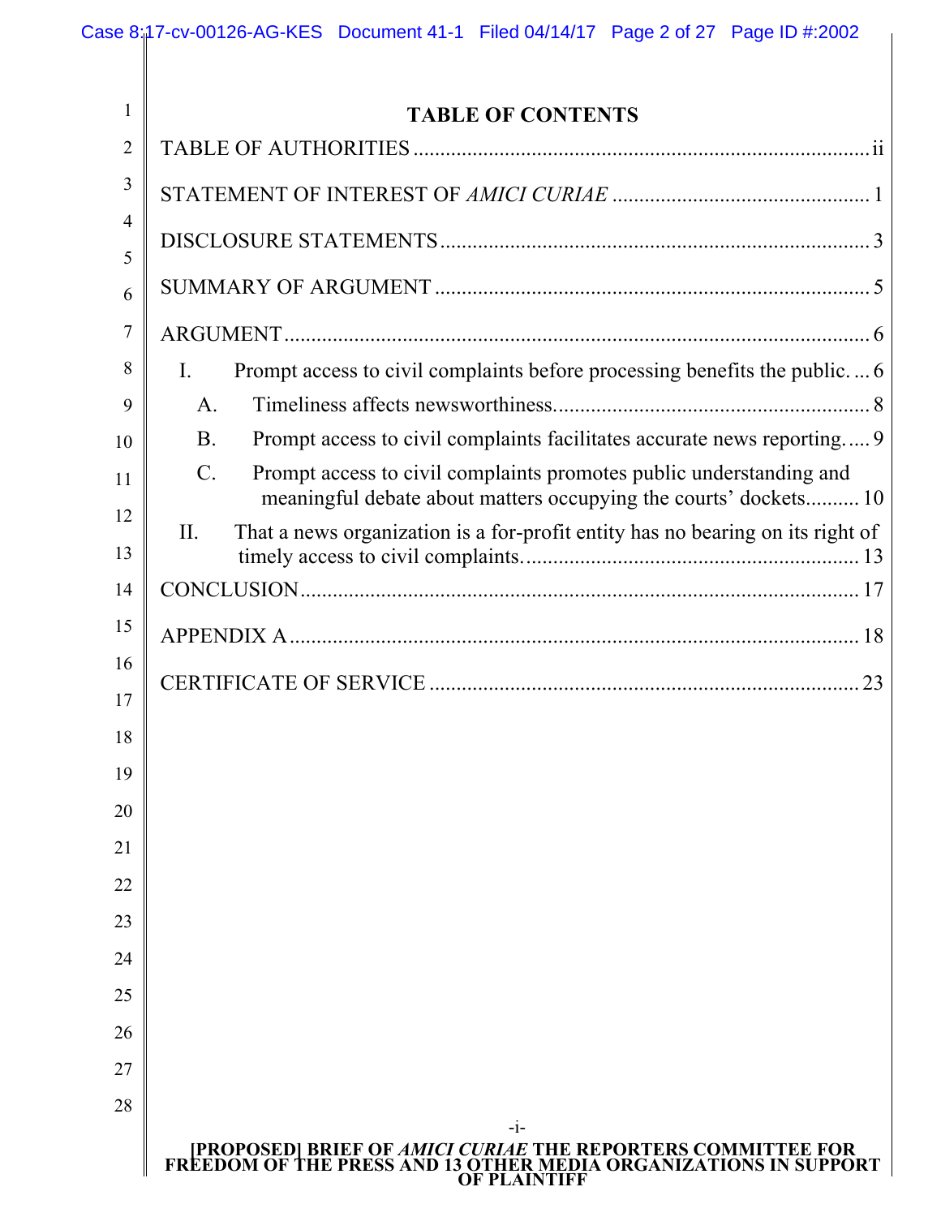# TABLE OF CONTENTS

TABLE OF AUTHORITIES ........................................................................................ ii

STATEMENT OF INTEREST OF *AMICI CURIAE* ................................................ 1

DISCLOSURE STATEMENTS ................................................................................ 3

SUMMARY OF ARGUMENT ................................................................................ 5

ARGUMENT ........................................................................................................... 6

- I. Prompt access to civil complaints before processing benefits the public. ... 6
  - A. Timeliness affects newsworthiness. ......................................................... 8
  - B. Prompt access to civil complaints facilitates accurate news reporting. .... 9
  - C. Prompt access to civil complaints promotes public understanding and meaningful debate about matters occupying the courts' dockets .......... 10
- II. That a news organization is a for-profit entity has no bearing on its right of timely access to civil complaints. ............................................................ 13

CONCLUSION ....................................................................................................... 17

APPENDIX A ......................................................................................................... 18

CERTIFICATE OF SERVICE ............................................................................... 23

[PROPOSED] BRIEF OF *AMICI CURIAE* THE REPORTERS COMMITTEE FOR FREEDOM OF THE PRESS AND 13 OTHER MEDIA ORGANIZATIONS IN SUPPORT OF PLAINTIFF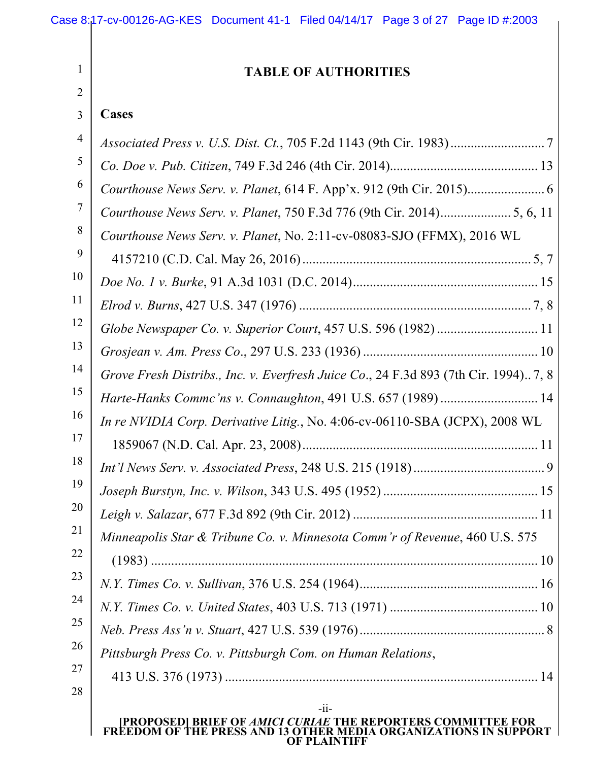# TABLE OF AUTHORITIES

## Cases

*Associated Press v. U.S. Dist. Ct.*, 705 F.2d 1143 (9th Cir. 1983) ............................ 7

*Co. Doe v. Pub. Citizen*, 749 F.3d 246 (4th Cir. 2014)............................................ 13

*Courthouse News Serv. v. Planet*, 614 F. App'x. 912 (9th Cir. 2015)....................... 6

*Courthouse News Serv. v. Planet*, 750 F.3d 776 (9th Cir. 2014)..................... 5, 6, 11

*Courthouse News Serv. v. Planet*, No. 2:11-cv-08083-SJO (FFMX), 2016 WL 4157210 (C.D. Cal. May 26, 2016) .................................................................... 5, 7

*Doe No. 1 v. Burke*, 91 A.3d 1031 (D.C. 2014)....................................................... 15

*Elrod v. Burns*, 427 U.S. 347 (1976) ..................................................................... 7, 8

*Globe Newspaper Co. v. Superior Court*, 457 U.S. 596 (1982) ............................. 11

*Grosjean v. Am. Press Co*., 297 U.S. 233 (1936) .................................................... 10

*Grove Fresh Distribs., Inc. v. Everfresh Juice Co*., 24 F.3d 893 (7th Cir. 1994).. 7, 8

*Harte-Hanks Commc'ns v. Connaughton*, 491 U.S. 657 (1989) ............................. 14

*In re NVIDIA Corp. Derivative Litig.*, No. 4:06-cv-06110-SBA (JCPX), 2008 WL 1859067 (N.D. Cal. Apr. 23, 2008)..................................................................... 11

*Int'l News Serv. v. Associated Press*, 248 U.S. 215 (1918) ........................................ 9

*Joseph Burstyn, Inc. v. Wilson*, 343 U.S. 495 (1952) ............................................. 15

*Leigh v. Salazar*, 677 F.3d 892 (9th Cir. 2012) ....................................................... 11

*Minneapolis Star & Tribune Co. v. Minnesota Comm'r of Revenue*, 460 U.S. 575 (1983) ........................................................................................................... 10

*N.Y. Times Co. v. Sullivan*, 376 U.S. 254 (1964)..................................................... 16

*N.Y. Times Co. v. United States*, 403 U.S. 713 (1971) ............................................ 10

*Neb. Press Ass'n v. Stuart*, 427 U.S. 539 (1976)....................................................... 8

*Pittsburgh Press Co. v. Pittsburgh Com. on Human Relations*, 413 U.S. 376 (1973) ............................................................................................ 14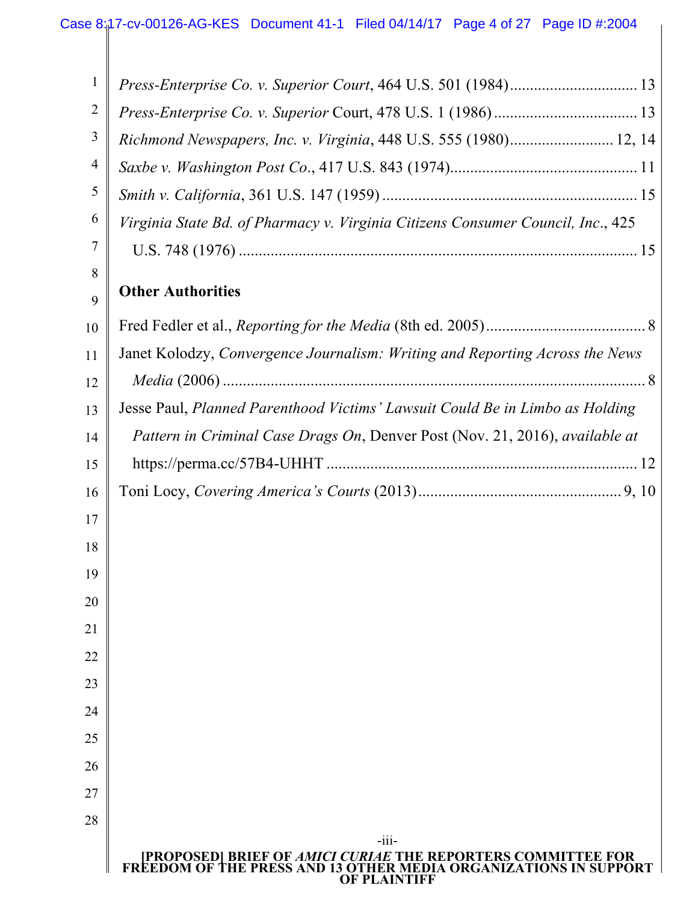*Press-Enterprise Co. v. Superior Court*, 464 U.S. 501 (1984)................................ 13

*Press-Enterprise Co. v. Superior* Court, 478 U.S. 1 (1986).................................... 13

*Richmond Newspapers, Inc. v. Virginia*, 448 U.S. 555 (1980).......................... 12, 14

*Saxbe v. Washington Post Co*., 417 U.S. 843 (1974)............................................... 11

*Smith v. California*, 361 U.S. 147 (1959)................................................................ 15

*Virginia State Bd. of Pharmacy v. Virginia Citizens Consumer Council, Inc*., 425 U.S. 748 (1976)................................................................................................... 15

**Other Authorities**

Fred Fedler et al., *Reporting for the Media* (8th ed. 2005)........................................ 8

Janet Kolodzy, *Convergence Journalism: Writing and Reporting Across the News Media* (2006)........................................................................................................... 8

Jesse Paul, *Planned Parenthood Victims' Lawsuit Could Be in Limbo as Holding Pattern in Criminal Case Drags On*, Denver Post (Nov. 21, 2016), *available at* https://perma.cc/57B4-UHHT............................................................................. 12

Toni Locy, *Covering America's Courts* (2013)................................................... 9, 10

[PROPOSED] BRIEF OF *AMICI CURIAE* THE REPORTERS COMMITTEE FOR FREEDOM OF THE PRESS AND 13 OTHER MEDIA ORGANIZATIONS IN SUPPORT OF PLAINTIFF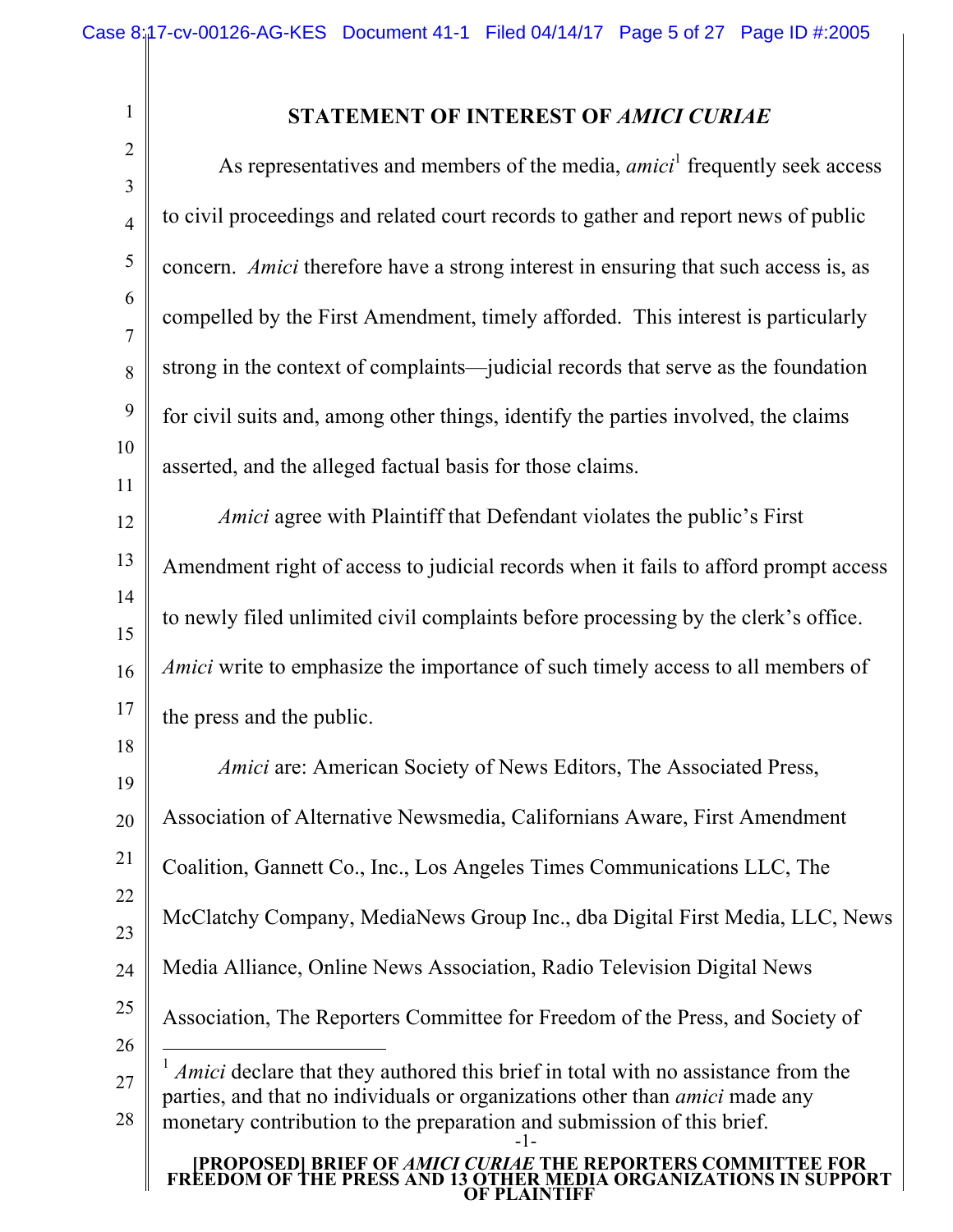## STATEMENT OF INTEREST OF *AMICI CURIAE*

As representatives and members of the media, *amici*[1] frequently seek access to civil proceedings and related court records to gather and report news of public concern. *Amici* therefore have a strong interest in ensuring that such access is, as compelled by the First Amendment, timely afforded. This interest is particularly strong in the context of complaints—judicial records that serve as the foundation for civil suits and, among other things, identify the parties involved, the claims asserted, and the alleged factual basis for those claims.

*Amici* agree with Plaintiff that Defendant violates the public's First Amendment right of access to judicial records when it fails to afford prompt access to newly filed unlimited civil complaints before processing by the clerk's office. *Amici* write to emphasize the importance of such timely access to all members of the press and the public.

*Amici* are: American Society of News Editors, The Associated Press, Association of Alternative Newsmedia, Californians Aware, First Amendment Coalition, Gannett Co., Inc., Los Angeles Times Communications LLC, The McClatchy Company, MediaNews Group Inc., dba Digital First Media, LLC, News Media Alliance, Online News Association, Radio Television Digital News Association, The Reporters Committee for Freedom of the Press, and Society of

---

[1] *Amici* declare that they authored this brief in total with no assistance from the parties, and that no individuals or organizations other than *amici* made any monetary contribution to the preparation and submission of this brief.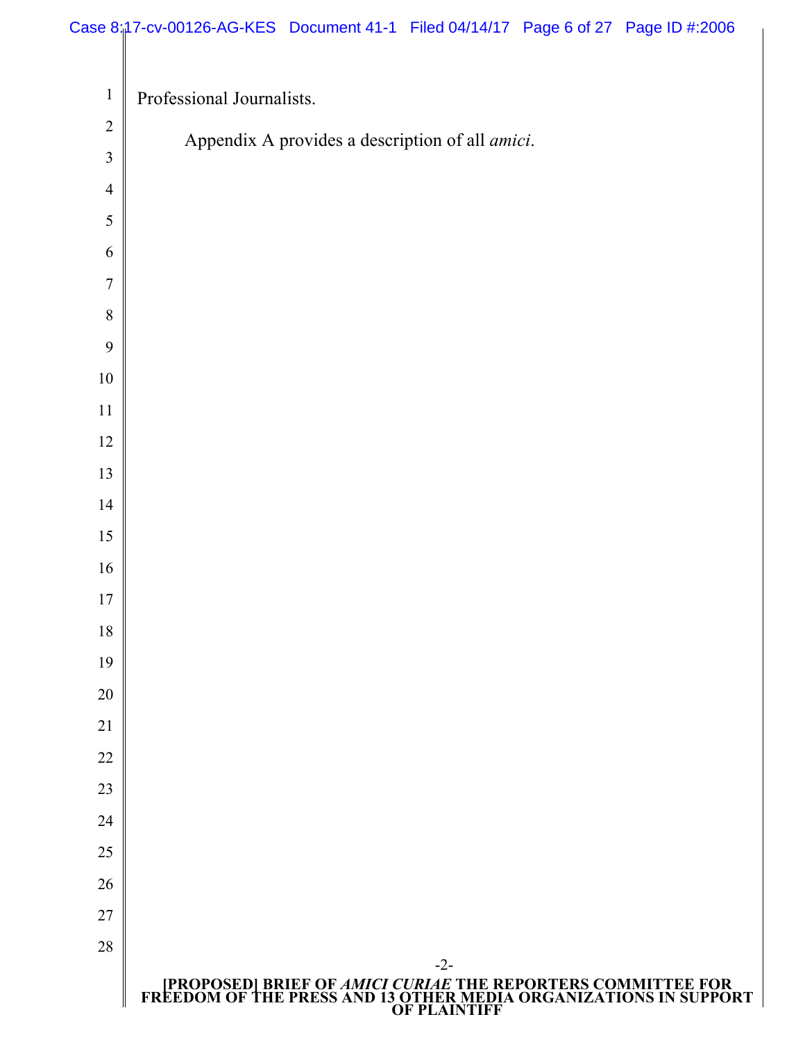Professional Journalists.

Appendix A provides a description of all *amici*.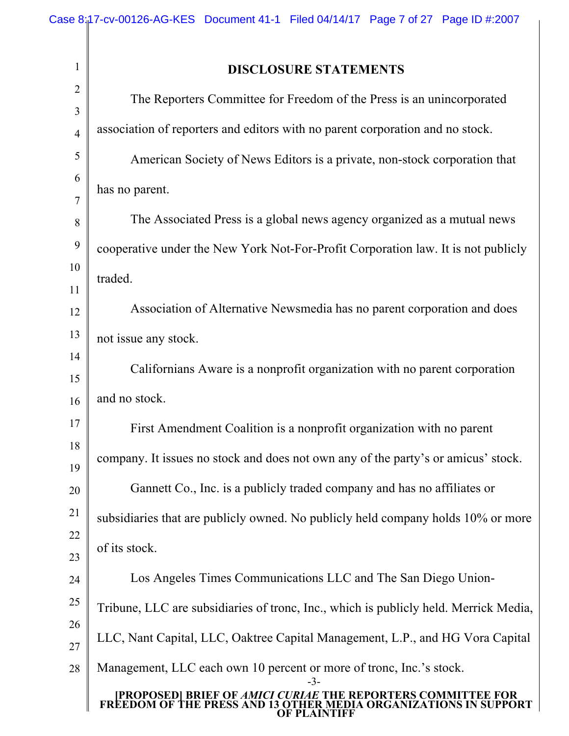## DISCLOSURE STATEMENTS

The Reporters Committee for Freedom of the Press is an unincorporated association of reporters and editors with no parent corporation and no stock.

American Society of News Editors is a private, non-stock corporation that has no parent.

The Associated Press is a global news agency organized as a mutual news cooperative under the New York Not-For-Profit Corporation law. It is not publicly traded.

Association of Alternative Newsmedia has no parent corporation and does not issue any stock.

Californians Aware is a nonprofit organization with no parent corporation and no stock.

First Amendment Coalition is a nonprofit organization with no parent company. It issues no stock and does not own any of the party's or amicus' stock.

Gannett Co., Inc. is a publicly traded company and has no affiliates or subsidiaries that are publicly owned. No publicly held company holds 10% or more of its stock.

Los Angeles Times Communications LLC and The San Diego Union-Tribune, LLC are subsidiaries of tronc, Inc., which is publicly held. Merrick Media, LLC, Nant Capital, LLC, Oaktree Capital Management, L.P., and HG Vora Capital Management, LLC each own 10 percent or more of tronc, Inc.'s stock.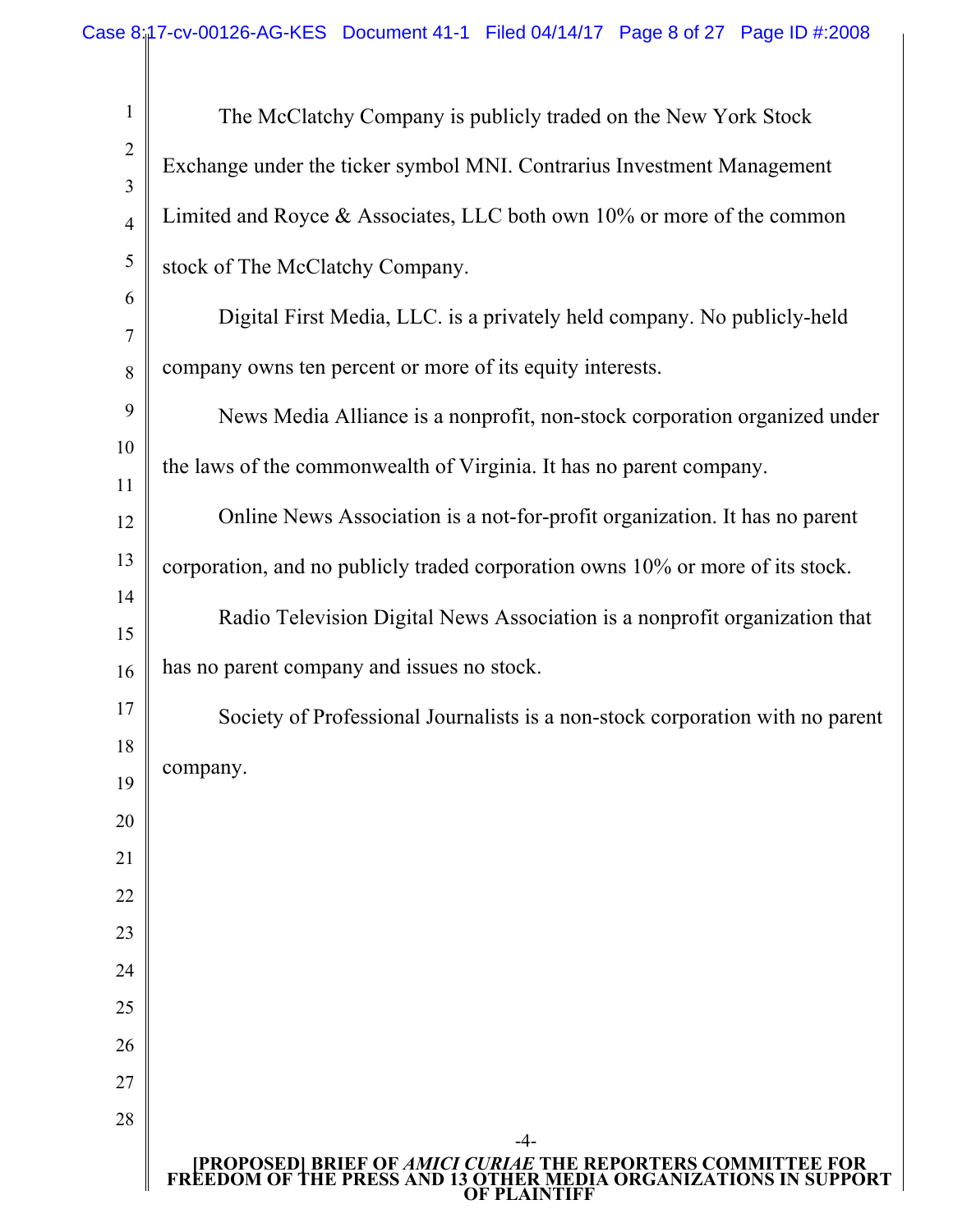The McClatchy Company is publicly traded on the New York Stock Exchange under the ticker symbol MNI. Contrarius Investment Management Limited and Royce & Associates, LLC both own 10% or more of the common stock of The McClatchy Company.

Digital First Media, LLC. is a privately held company. No publicly-held company owns ten percent or more of its equity interests.

News Media Alliance is a nonprofit, non-stock corporation organized under the laws of the commonwealth of Virginia. It has no parent company.

Online News Association is a not-for-profit organization. It has no parent corporation, and no publicly traded corporation owns 10% or more of its stock.

Radio Television Digital News Association is a nonprofit organization that has no parent company and issues no stock.

Society of Professional Journalists is a non-stock corporation with no parent company.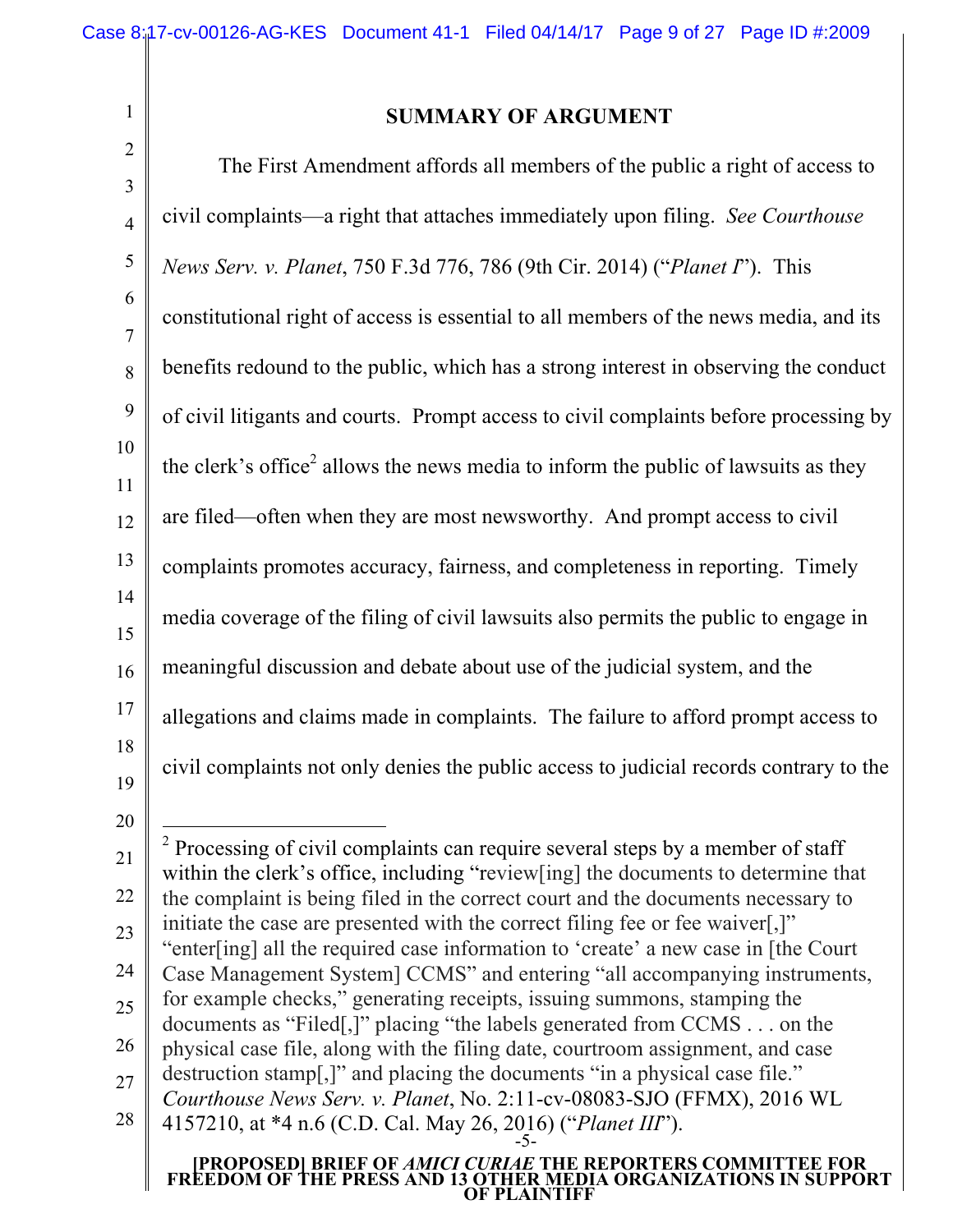## SUMMARY OF ARGUMENT

The First Amendment affords all members of the public a right of access to civil complaints—a right that attaches immediately upon filing. *See Courthouse News Serv. v. Planet*, 750 F.3d 776, 786 (9th Cir. 2014) ("*Planet I*"). This constitutional right of access is essential to all members of the news media, and its benefits redound to the public, which has a strong interest in observing the conduct of civil litigants and courts. Prompt access to civil complaints before processing by the clerk's office[2] allows the news media to inform the public of lawsuits as they are filed—often when they are most newsworthy. And prompt access to civil complaints promotes accuracy, fairness, and completeness in reporting. Timely media coverage of the filing of civil lawsuits also permits the public to engage in meaningful discussion and debate about use of the judicial system, and the allegations and claims made in complaints. The failure to afford prompt access to civil complaints not only denies the public access to judicial records contrary to the

---

[2] Processing of civil complaints can require several steps by a member of staff within the clerk's office, including "review[ing] the documents to determine that the complaint is being filed in the correct court and the documents necessary to initiate the case are presented with the correct filing fee or fee waiver[,]" "enter[ing] all the required case information to 'create' a new case in [the Court Case Management System] CCMS" and entering "all accompanying instruments, for example checks," generating receipts, issuing summons, stamping the documents as "Filed[,]" placing "the labels generated from CCMS . . . on the physical case file, along with the filing date, courtroom assignment, and case destruction stamp[,]" and placing the documents "in a physical case file." *Courthouse News Serv. v. Planet*, No. 2:11-cv-08083-SJO (FFMX), 2016 WL 4157210, at *4 n.6 (C.D. Cal. May 26, 2016) ("*Planet III*").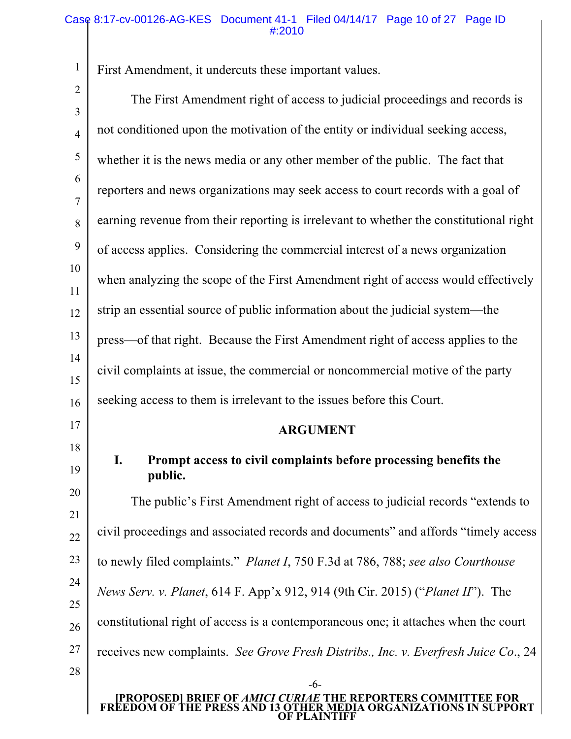First Amendment, it undercuts these important values.

The First Amendment right of access to judicial proceedings and records is not conditioned upon the motivation of the entity or individual seeking access, whether it is the news media or any other member of the public. The fact that reporters and news organizations may seek access to court records with a goal of earning revenue from their reporting is irrelevant to whether the constitutional right of access applies. Considering the commercial interest of a news organization when analyzing the scope of the First Amendment right of access would effectively strip an essential source of public information about the judicial system—the press—of that right. Because the First Amendment right of access applies to the civil complaints at issue, the commercial or noncommercial motive of the party seeking access to them is irrelevant to the issues before this Court.

## ARGUMENT

### I. Prompt access to civil complaints before processing benefits the public.

The public's First Amendment right of access to judicial records "extends to civil proceedings and associated records and documents" and affords "timely access to newly filed complaints." *Planet I*, 750 F.3d at 786, 788; *see also Courthouse News Serv. v. Planet*, 614 F. App'x 912, 914 (9th Cir. 2015) ("*Planet II*"). The constitutional right of access is a contemporaneous one; it attaches when the court receives new complaints. *See Grove Fresh Distribs., Inc. v. Everfresh Juice Co.*, 24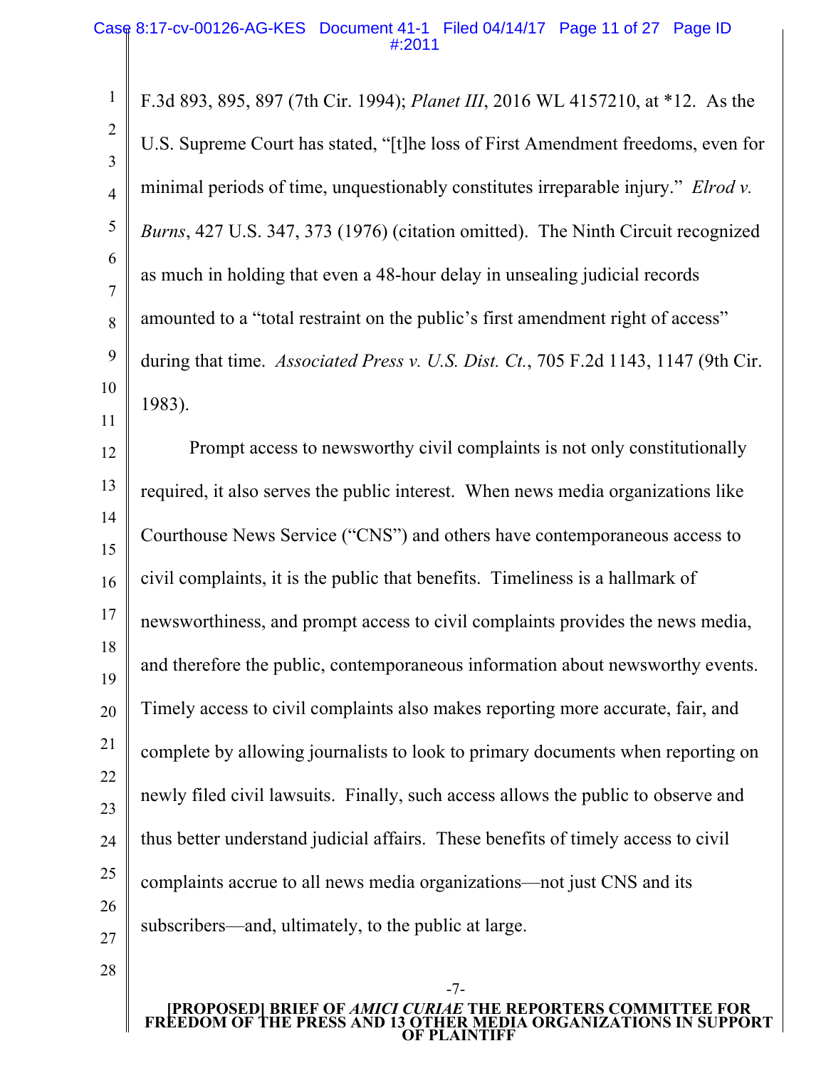F.3d 893, 895, 897 (7th Cir. 1994); *Planet III*, 2016 WL 4157210, at *12. As the U.S. Supreme Court has stated, "[t]he loss of First Amendment freedoms, even for minimal periods of time, unquestionably constitutes irreparable injury." *Elrod v. Burns*, 427 U.S. 347, 373 (1976) (citation omitted). The Ninth Circuit recognized as much in holding that even a 48-hour delay in unsealing judicial records amounted to a "total restraint on the public's first amendment right of access" during that time. *Associated Press v. U.S. Dist. Ct.*, 705 F.2d 1143, 1147 (9th Cir. 1983).

Prompt access to newsworthy civil complaints is not only constitutionally required, it also serves the public interest. When news media organizations like Courthouse News Service ("CNS") and others have contemporaneous access to civil complaints, it is the public that benefits. Timeliness is a hallmark of newsworthiness, and prompt access to civil complaints provides the news media, and therefore the public, contemporaneous information about newsworthy events. Timely access to civil complaints also makes reporting more accurate, fair, and complete by allowing journalists to look to primary documents when reporting on newly filed civil lawsuits. Finally, such access allows the public to observe and thus better understand judicial affairs. These benefits of timely access to civil complaints accrue to all news media organizations—not just CNS and its subscribers—and, ultimately, to the public at large.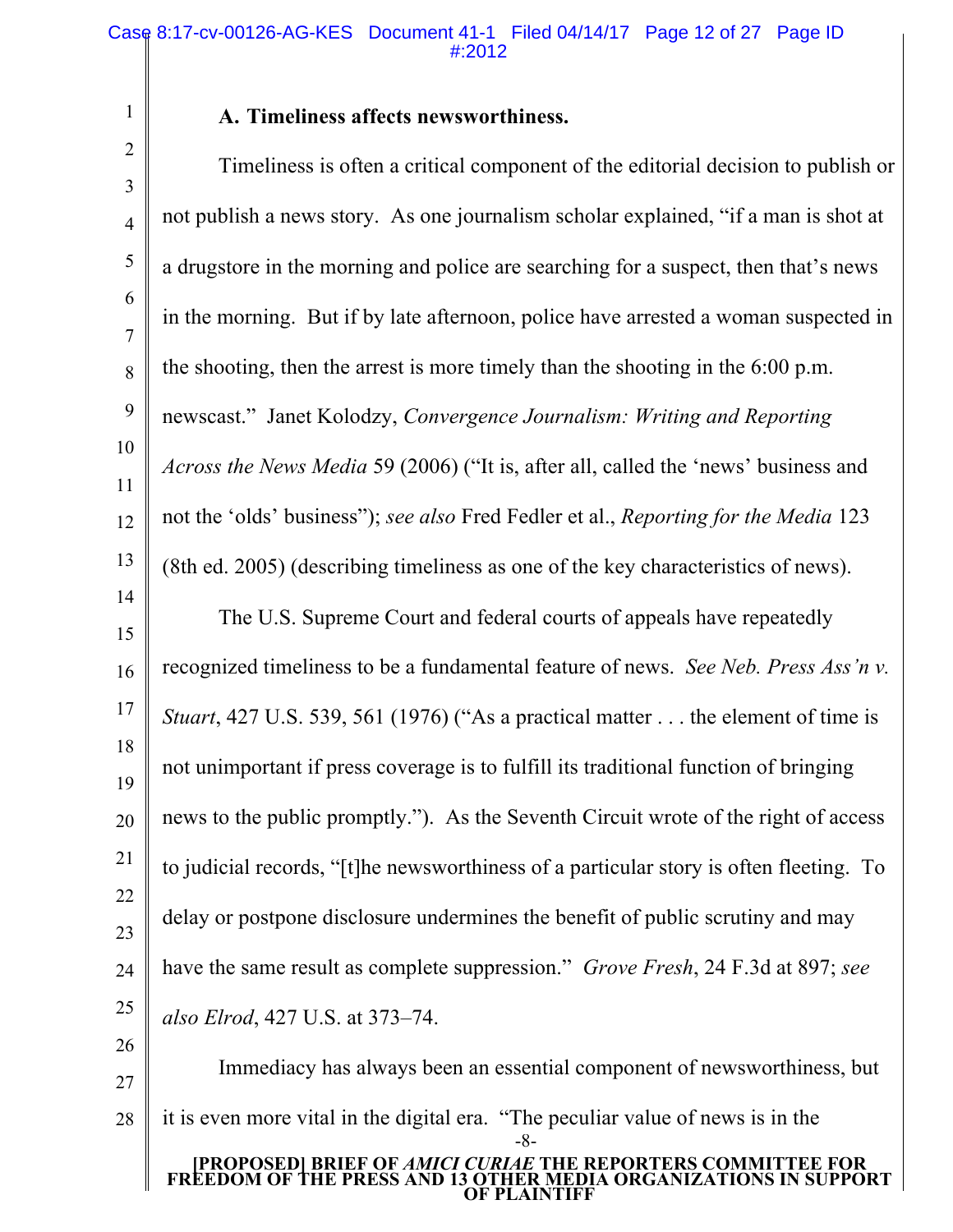### A. Timeliness affects newsworthiness.

Timeliness is often a critical component of the editorial decision to publish or not publish a news story. As one journalism scholar explained, "if a man is shot at a drugstore in the morning and police are searching for a suspect, then that's news in the morning. But if by late afternoon, police have arrested a woman suspected in the shooting, then the arrest is more timely than the shooting in the 6:00 p.m. newscast." Janet Kolodzy, *Convergence Journalism: Writing and Reporting Across the News Media* 59 (2006) ("It is, after all, called the 'news' business and not the 'olds' business"); *see also* Fred Fedler et al., *Reporting for the Media* 123 (8th ed. 2005) (describing timeliness as one of the key characteristics of news).

The U.S. Supreme Court and federal courts of appeals have repeatedly recognized timeliness to be a fundamental feature of news. *See Neb. Press Ass'n v. Stuart*, 427 U.S. 539, 561 (1976) ("As a practical matter . . . the element of time is not unimportant if press coverage is to fulfill its traditional function of bringing news to the public promptly."). As the Seventh Circuit wrote of the right of access to judicial records, "[t]he newsworthiness of a particular story is often fleeting. To delay or postpone disclosure undermines the benefit of public scrutiny and may have the same result as complete suppression." *Grove Fresh*, 24 F.3d at 897; *see also Elrod*, 427 U.S. at 373–74.

Immediacy has always been an essential component of newsworthiness, but it is even more vital in the digital era. "The peculiar value of news is in the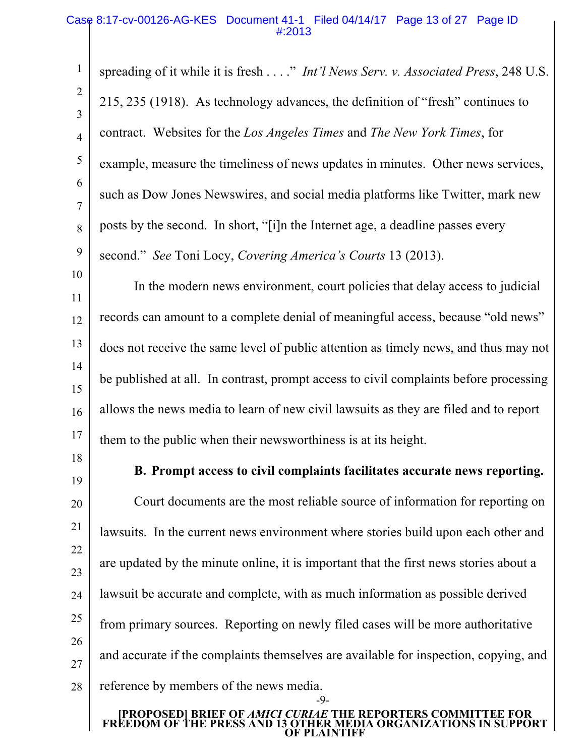spreading of it while it is fresh . . . ." *Int'l News Serv. v. Associated Press*, 248 U.S. 215, 235 (1918). As technology advances, the definition of "fresh" continues to contract. Websites for the *Los Angeles Times* and *The New York Times*, for example, measure the timeliness of news updates in minutes. Other news services, such as Dow Jones Newswires, and social media platforms like Twitter, mark new posts by the second. In short, "[i]n the Internet age, a deadline passes every second." *See* Toni Locy, *Covering America's Courts* 13 (2013).

In the modern news environment, court policies that delay access to judicial records can amount to a complete denial of meaningful access, because "old news" does not receive the same level of public attention as timely news, and thus may not be published at all. In contrast, prompt access to civil complaints before processing allows the news media to learn of new civil lawsuits as they are filed and to report them to the public when their newsworthiness is at its height.

**B. Prompt access to civil complaints facilitates accurate news reporting.**

Court documents are the most reliable source of information for reporting on lawsuits. In the current news environment where stories build upon each other and are updated by the minute online, it is important that the first news stories about a lawsuit be accurate and complete, with as much information as possible derived from primary sources. Reporting on newly filed cases will be more authoritative and accurate if the complaints themselves are available for inspection, copying, and reference by members of the news media.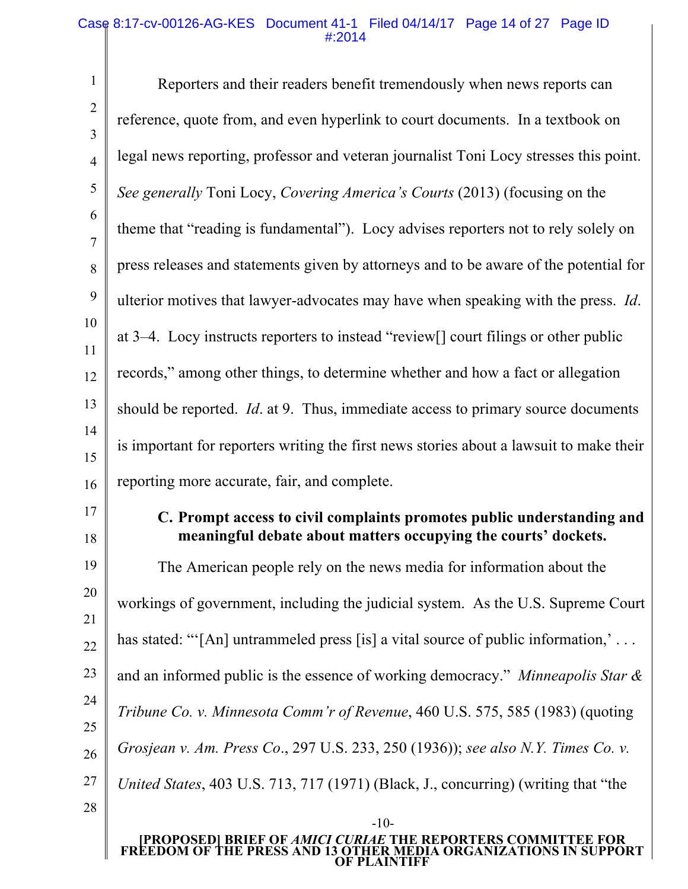Reporters and their readers benefit tremendously when news reports can reference, quote from, and even hyperlink to court documents. In a textbook on legal news reporting, professor and veteran journalist Toni Locy stresses this point. *See generally* Toni Locy, *Covering America's Courts* (2013) (focusing on the theme that "reading is fundamental"). Locy advises reporters not to rely solely on press releases and statements given by attorneys and to be aware of the potential for ulterior motives that lawyer-advocates may have when speaking with the press. *Id*. at 3–4. Locy instructs reporters to instead "review[] court filings or other public records," among other things, to determine whether and how a fact or allegation should be reported. *Id*. at 9. Thus, immediate access to primary source documents is important for reporters writing the first news stories about a lawsuit to make their reporting more accurate, fair, and complete.

### C. Prompt access to civil complaints promotes public understanding and meaningful debate about matters occupying the courts' dockets.

The American people rely on the news media for information about the workings of government, including the judicial system. As the U.S. Supreme Court has stated: "'[An] untrammeled press [is] a vital source of public information,' . . . and an informed public is the essence of working democracy." *Minneapolis Star & Tribune Co. v. Minnesota Comm'r of Revenue*, 460 U.S. 575, 585 (1983) (quoting *Grosjean v. Am. Press Co*., 297 U.S. 233, 250 (1936)); *see also N.Y. Times Co. v. United States*, 403 U.S. 713, 717 (1971) (Black, J., concurring) (writing that "the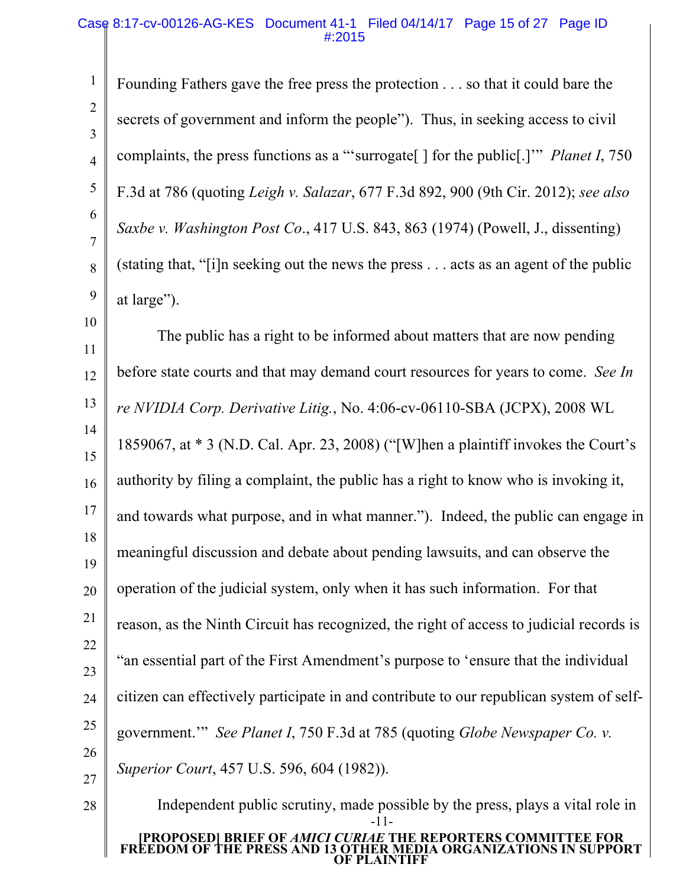Founding Fathers gave the free press the protection . . . so that it could bare the secrets of government and inform the people"). Thus, in seeking access to civil complaints, the press functions as a "'surrogate[ ] for the public[.]'" *Planet I*, 750 F.3d at 786 (quoting *Leigh v. Salazar*, 677 F.3d 892, 900 (9th Cir. 2012); *see also Saxbe v. Washington Post Co*., 417 U.S. 843, 863 (1974) (Powell, J., dissenting) (stating that, "[i]n seeking out the news the press . . . acts as an agent of the public at large").

The public has a right to be informed about matters that are now pending before state courts and that may demand court resources for years to come. *See In re NVIDIA Corp. Derivative Litig.*, No. 4:06-cv-06110-SBA (JCPX), 2008 WL 1859067, at * 3 (N.D. Cal. Apr. 23, 2008) ("[W]hen a plaintiff invokes the Court's authority by filing a complaint, the public has a right to know who is invoking it, and towards what purpose, and in what manner."). Indeed, the public can engage in meaningful discussion and debate about pending lawsuits, and can observe the operation of the judicial system, only when it has such information. For that reason, as the Ninth Circuit has recognized, the right of access to judicial records is "an essential part of the First Amendment's purpose to 'ensure that the individual citizen can effectively participate in and contribute to our republican system of self-government.'" *See Planet I*, 750 F.3d at 785 (quoting *Globe Newspaper Co. v. Superior Court*, 457 U.S. 596, 604 (1982)).

Independent public scrutiny, made possible by the press, plays a vital role in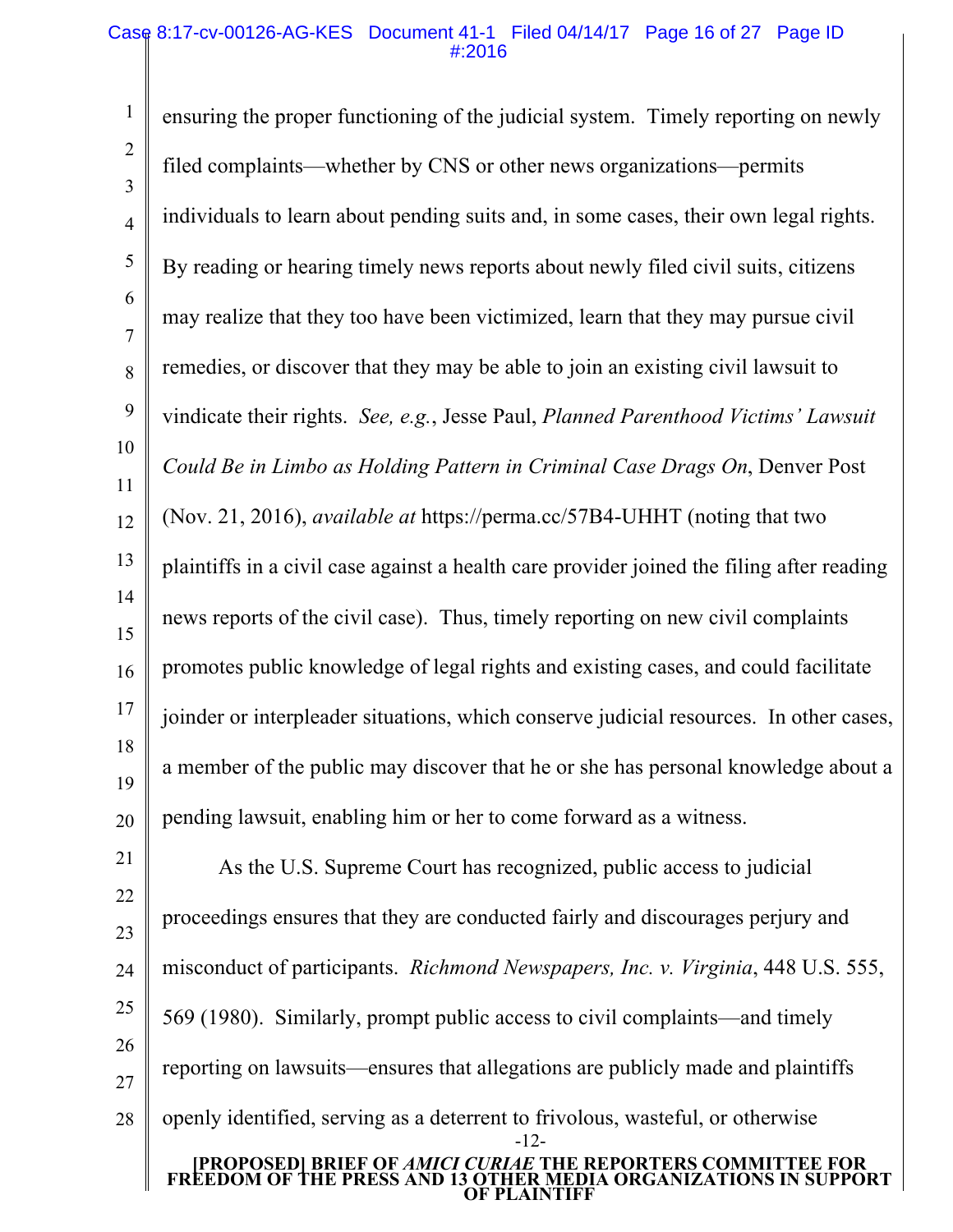ensuring the proper functioning of the judicial system. Timely reporting on newly filed complaints—whether by CNS or other news organizations—permits individuals to learn about pending suits and, in some cases, their own legal rights. By reading or hearing timely news reports about newly filed civil suits, citizens may realize that they too have been victimized, learn that they may pursue civil remedies, or discover that they may be able to join an existing civil lawsuit to vindicate their rights. *See, e.g.*, Jesse Paul, *Planned Parenthood Victims' Lawsuit Could Be in Limbo as Holding Pattern in Criminal Case Drags On*, Denver Post (Nov. 21, 2016), *available at* https://perma.cc/57B4-UHHT (noting that two plaintiffs in a civil case against a health care provider joined the filing after reading news reports of the civil case). Thus, timely reporting on new civil complaints promotes public knowledge of legal rights and existing cases, and could facilitate joinder or interpleader situations, which conserve judicial resources. In other cases, a member of the public may discover that he or she has personal knowledge about a pending lawsuit, enabling him or her to come forward as a witness.

As the U.S. Supreme Court has recognized, public access to judicial proceedings ensures that they are conducted fairly and discourages perjury and misconduct of participants. *Richmond Newspapers, Inc. v. Virginia*, 448 U.S. 555, 569 (1980). Similarly, prompt public access to civil complaints—and timely reporting on lawsuits—ensures that allegations are publicly made and plaintiffs openly identified, serving as a deterrent to frivolous, wasteful, or otherwise

[PROPOSED] BRIEF OF *AMICI CURIAE* THE REPORTERS COMMITTEE FOR FREEDOM OF THE PRESS AND 13 OTHER MEDIA ORGANIZATIONS IN SUPPORT OF PLAINTIFF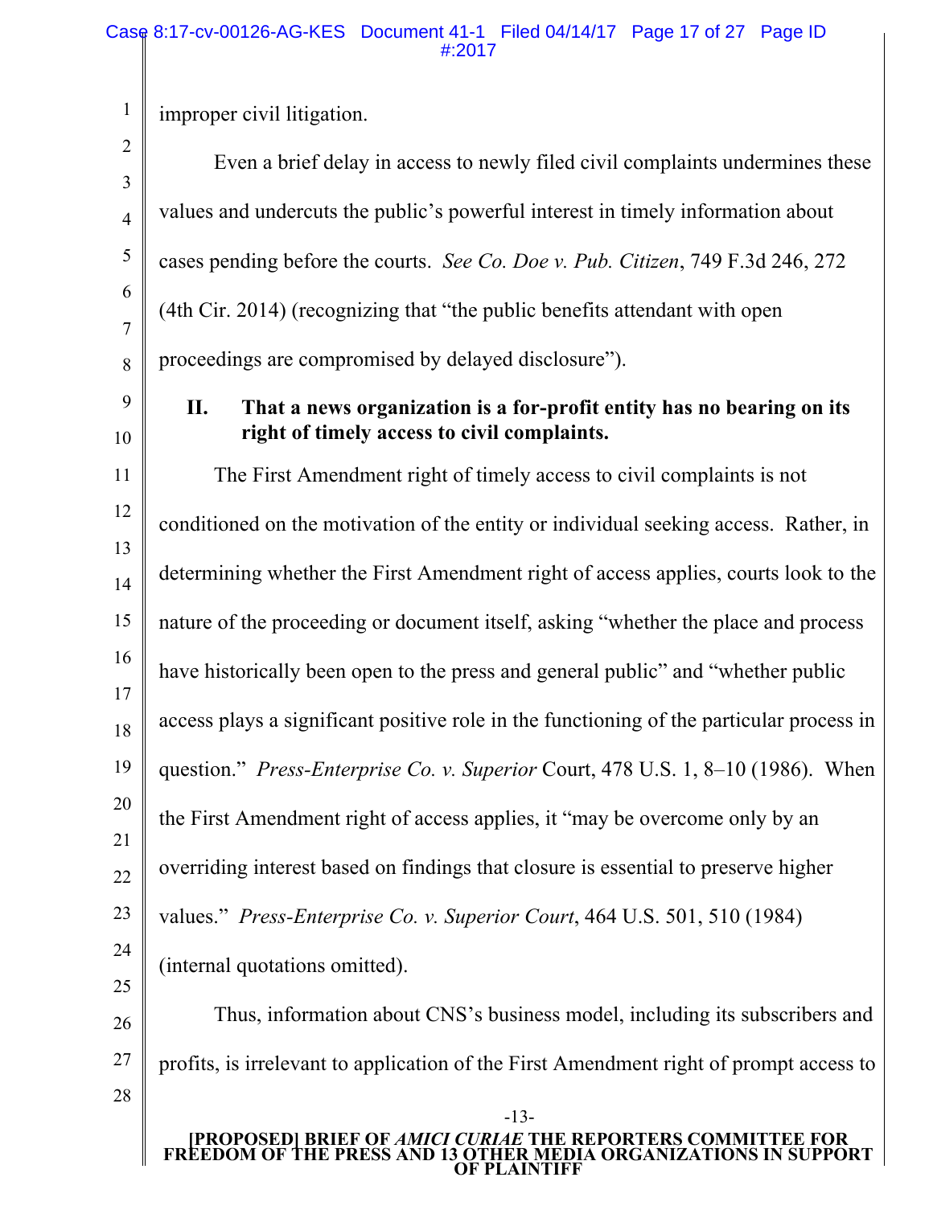improper civil litigation.

Even a brief delay in access to newly filed civil complaints undermines these values and undercuts the public's powerful interest in timely information about cases pending before the courts. *See Co. Doe v. Pub. Citizen*, 749 F.3d 246, 272 (4th Cir. 2014) (recognizing that "the public benefits attendant with open proceedings are compromised by delayed disclosure").

## II. That a news organization is a for-profit entity has no bearing on its right of timely access to civil complaints.

The First Amendment right of timely access to civil complaints is not conditioned on the motivation of the entity or individual seeking access. Rather, in determining whether the First Amendment right of access applies, courts look to the nature of the proceeding or document itself, asking "whether the place and process have historically been open to the press and general public" and "whether public access plays a significant positive role in the functioning of the particular process in question." *Press-Enterprise Co. v. Superior* Court, 478 U.S. 1, 8–10 (1986). When the First Amendment right of access applies, it "may be overcome only by an overriding interest based on findings that closure is essential to preserve higher values." *Press-Enterprise Co. v. Superior Court*, 464 U.S. 501, 510 (1984) (internal quotations omitted).

Thus, information about CNS's business model, including its subscribers and profits, is irrelevant to application of the First Amendment right of prompt access to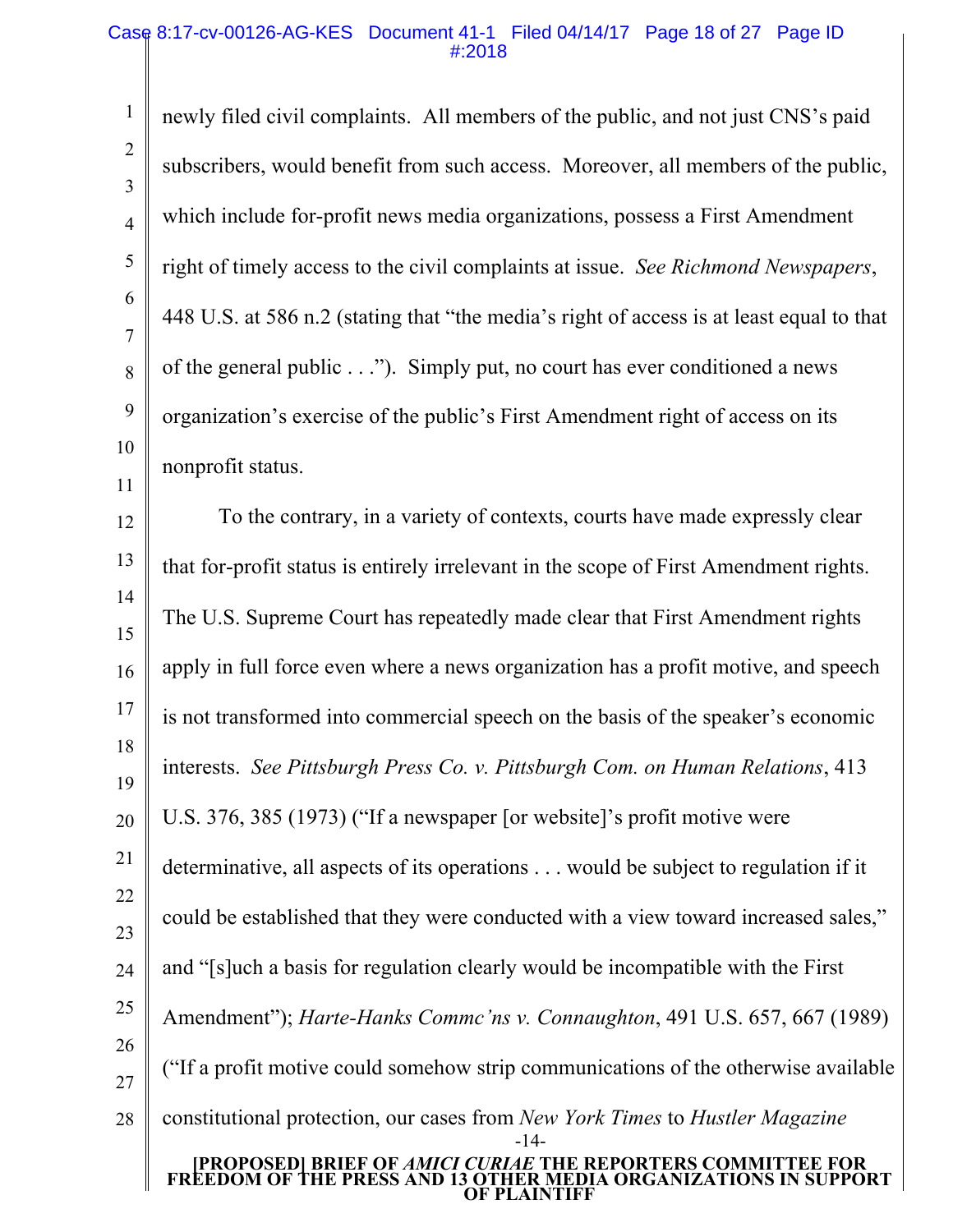newly filed civil complaints. All members of the public, and not just CNS's paid subscribers, would benefit from such access. Moreover, all members of the public, which include for-profit news media organizations, possess a First Amendment right of timely access to the civil complaints at issue. *See Richmond Newspapers*, 448 U.S. at 586 n.2 (stating that "the media's right of access is at least equal to that of the general public . . ."). Simply put, no court has ever conditioned a news organization's exercise of the public's First Amendment right of access on its nonprofit status.

To the contrary, in a variety of contexts, courts have made expressly clear that for-profit status is entirely irrelevant in the scope of First Amendment rights. The U.S. Supreme Court has repeatedly made clear that First Amendment rights apply in full force even where a news organization has a profit motive, and speech is not transformed into commercial speech on the basis of the speaker's economic interests. *See Pittsburgh Press Co. v. Pittsburgh Com. on Human Relations*, 413 U.S. 376, 385 (1973) ("If a newspaper [or website]'s profit motive were determinative, all aspects of its operations . . . would be subject to regulation if it could be established that they were conducted with a view toward increased sales," and "[s]uch a basis for regulation clearly would be incompatible with the First Amendment"); *Harte-Hanks Commc'ns v. Connaughton*, 491 U.S. 657, 667 (1989) ("If a profit motive could somehow strip communications of the otherwise available constitutional protection, our cases from *New York Times* to *Hustler Magazine*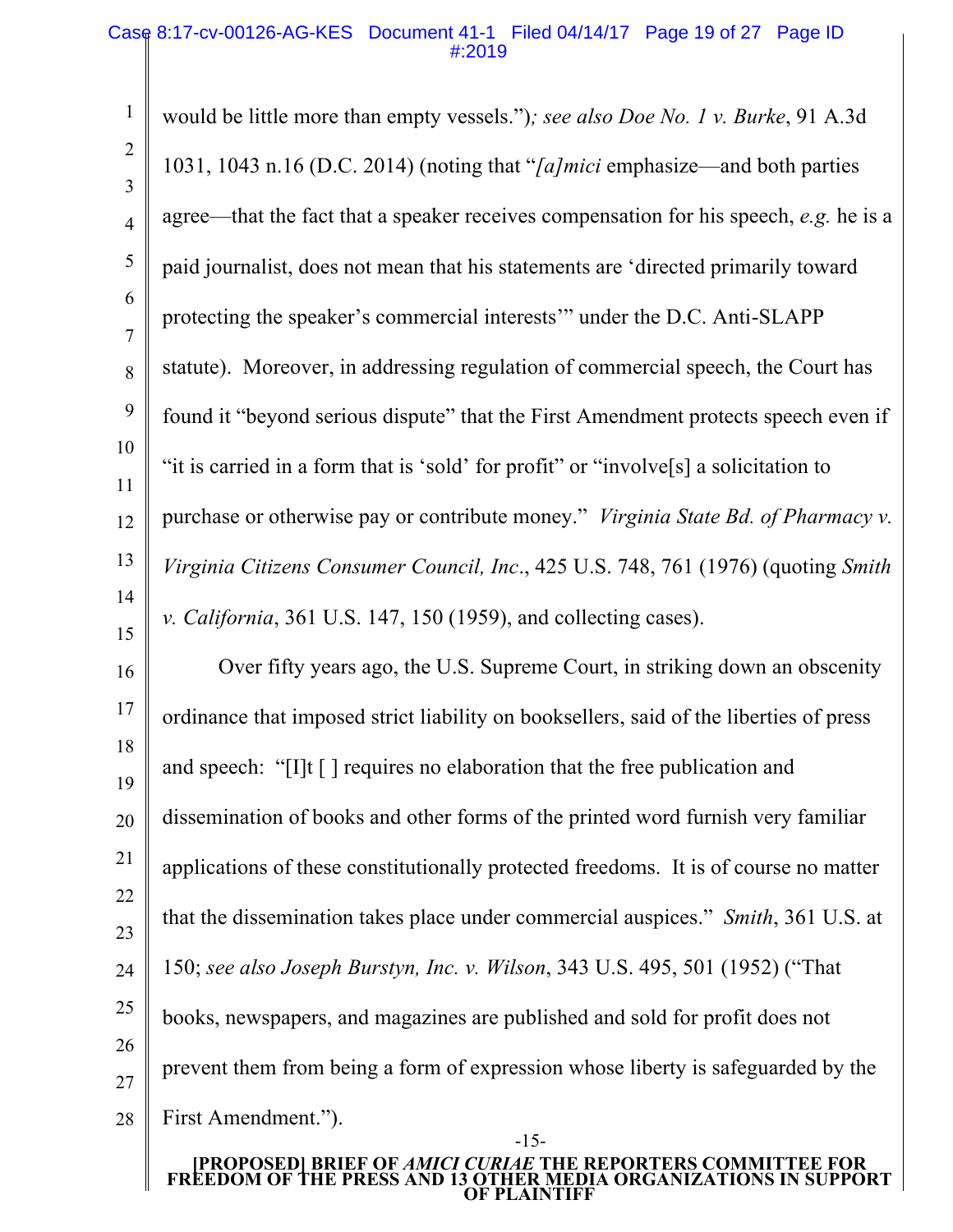would be little more than empty vessels.”)*; see also Doe No. 1 v. Burke*, 91 A.3d 1031, 1043 n.16 (D.C. 2014) (noting that “*[a]mici* emphasize—and both parties agree—that the fact that a speaker receives compensation for his speech, *e.g.* he is a paid journalist, does not mean that his statements are ‘directed primarily toward protecting the speaker’s commercial interests’” under the D.C. Anti-SLAPP statute). Moreover, in addressing regulation of commercial speech, the Court has found it “beyond serious dispute” that the First Amendment protects speech even if “it is carried in a form that is ‘sold’ for profit” or “involve[s] a solicitation to purchase or otherwise pay or contribute money.” *Virginia State Bd. of Pharmacy v. Virginia Citizens Consumer Council, Inc*., 425 U.S. 748, 761 (1976) (quoting *Smith v. California*, 361 U.S. 147, 150 (1959), and collecting cases).

Over fifty years ago, the U.S. Supreme Court, in striking down an obscenity ordinance that imposed strict liability on booksellers, said of the liberties of press and speech: “[I]t [ ] requires no elaboration that the free publication and dissemination of books and other forms of the printed word furnish very familiar applications of these constitutionally protected freedoms. It is of course no matter that the dissemination takes place under commercial auspices.” *Smith*, 361 U.S. at 150; *see also Joseph Burstyn, Inc. v. Wilson*, 343 U.S. 495, 501 (1952) (“That books, newspapers, and magazines are published and sold for profit does not prevent them from being a form of expression whose liberty is safeguarded by the First Amendment.”).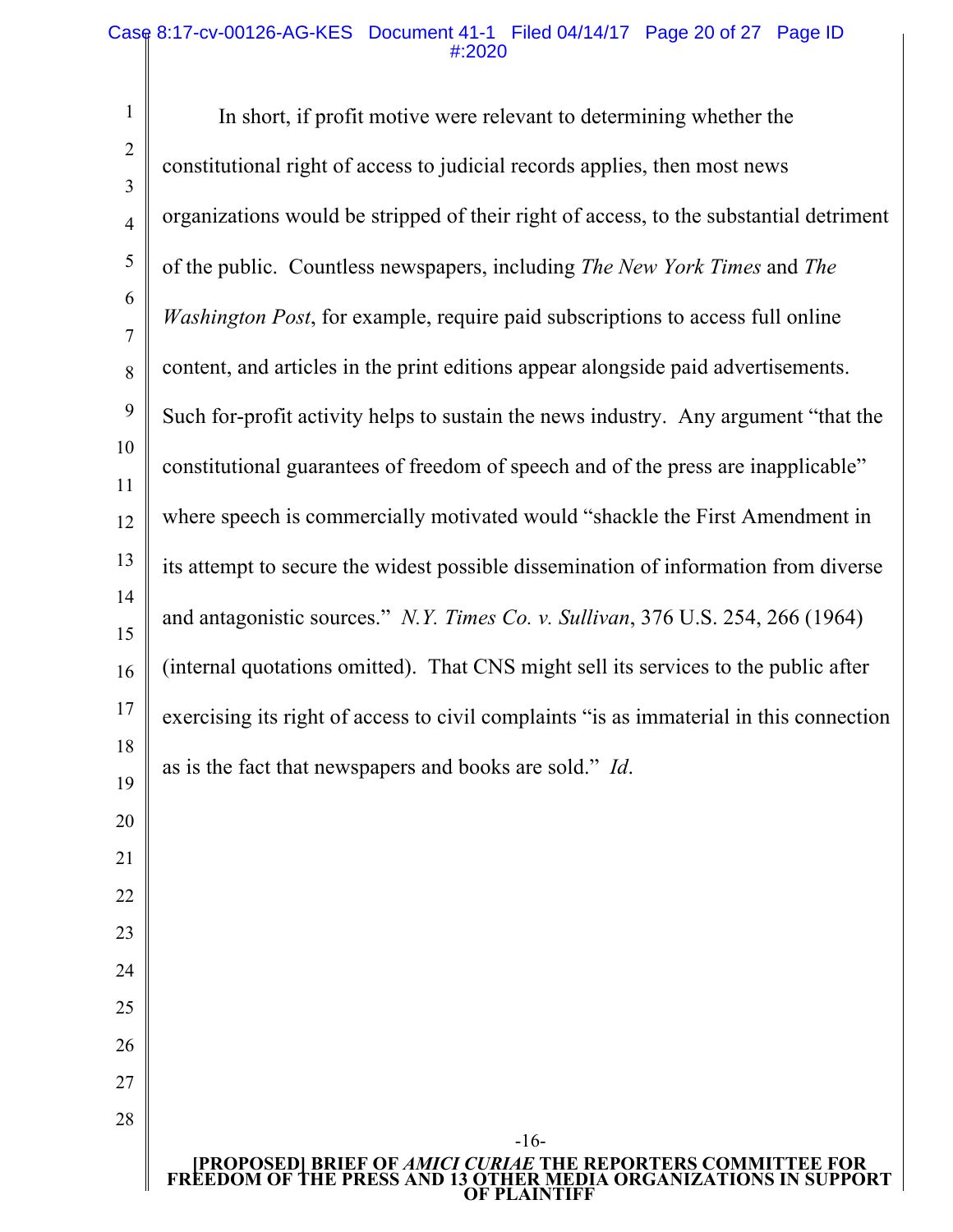In short, if profit motive were relevant to determining whether the constitutional right of access to judicial records applies, then most news organizations would be stripped of their right of access, to the substantial detriment of the public. Countless newspapers, including *The New York Times* and *The Washington Post*, for example, require paid subscriptions to access full online content, and articles in the print editions appear alongside paid advertisements. Such for-profit activity helps to sustain the news industry. Any argument "that the constitutional guarantees of freedom of speech and of the press are inapplicable" where speech is commercially motivated would "shackle the First Amendment in its attempt to secure the widest possible dissemination of information from diverse and antagonistic sources." *N.Y. Times Co. v. Sullivan*, 376 U.S. 254, 266 (1964) (internal quotations omitted). That CNS might sell its services to the public after exercising its right of access to civil complaints "is as immaterial in this connection as is the fact that newspapers and books are sold." *Id*.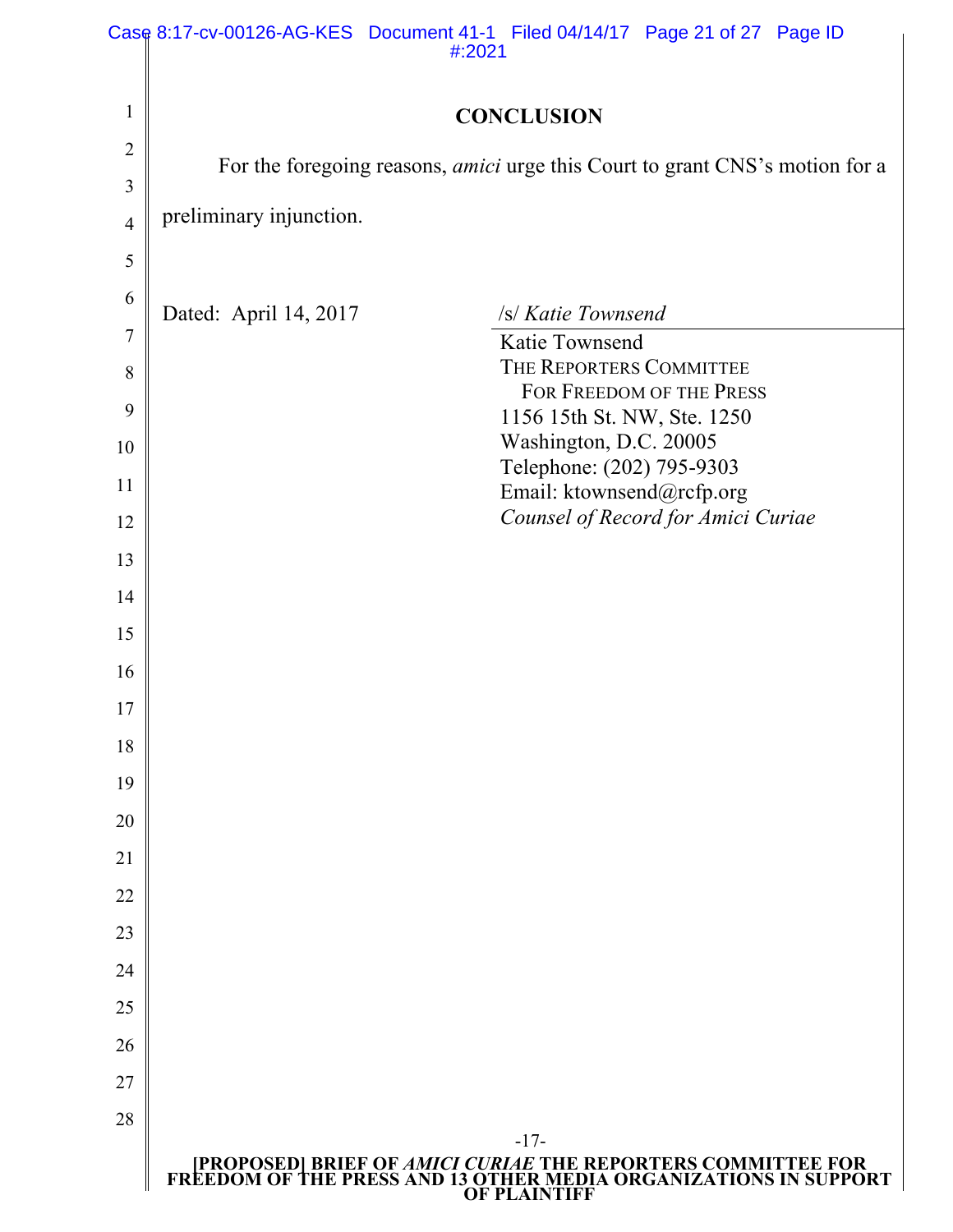## CONCLUSION

For the foregoing reasons, *amici* urge this Court to grant CNS's motion for a preliminary injunction.

Dated: April 14, 2017

/s/ *Katie Townsend*

Katie Townsend
THE REPORTERS COMMITTEE FOR FREEDOM OF THE PRESS
1156 15th St. NW, Ste. 1250
Washington, D.C. 20005
Telephone: (202) 795-9303
Email: ktownsend@rcfp.org
*Counsel of Record for Amici Curiae*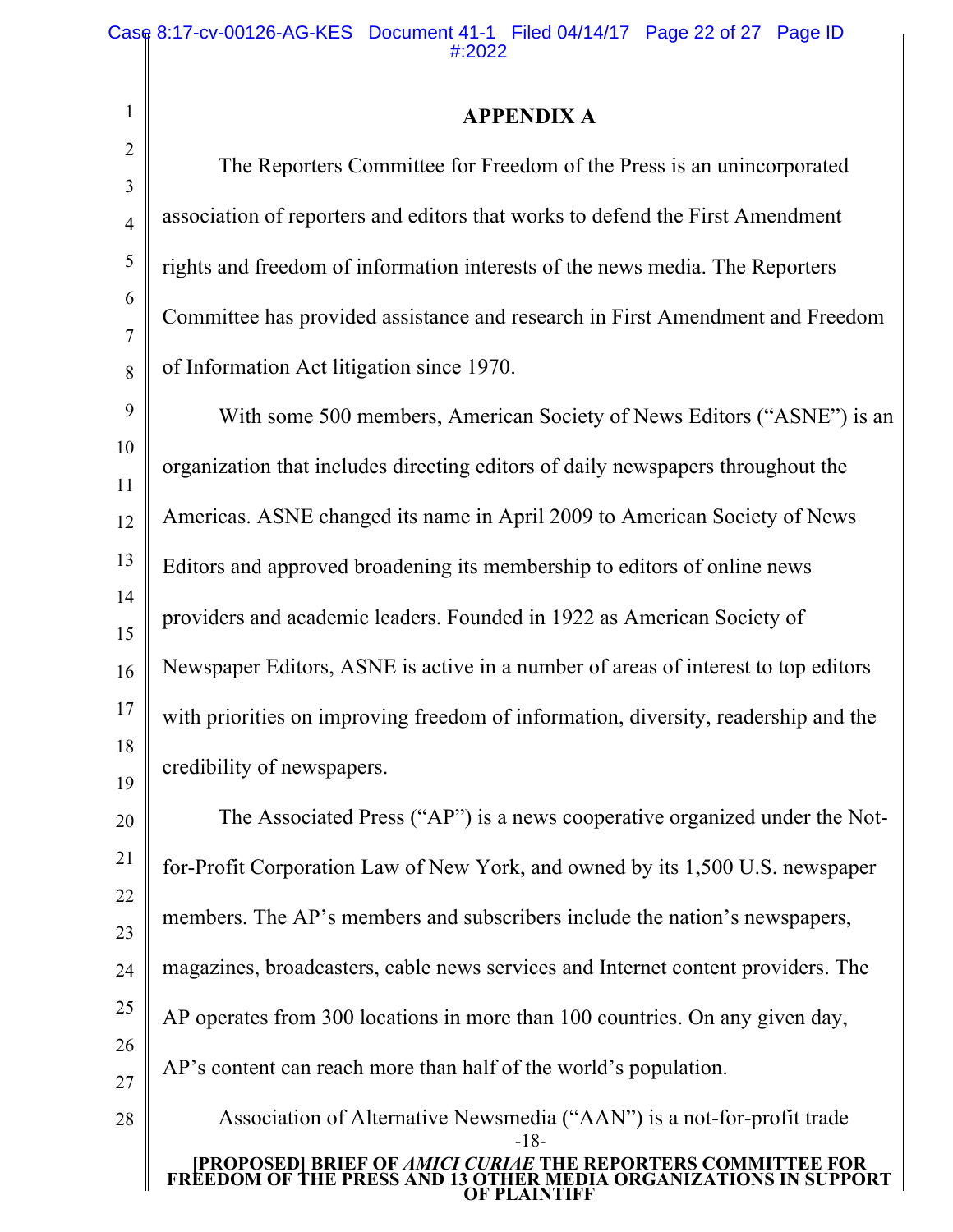## APPENDIX A

The Reporters Committee for Freedom of the Press is an unincorporated association of reporters and editors that works to defend the First Amendment rights and freedom of information interests of the news media. The Reporters Committee has provided assistance and research in First Amendment and Freedom of Information Act litigation since 1970.

With some 500 members, American Society of News Editors ("ASNE") is an organization that includes directing editors of daily newspapers throughout the Americas. ASNE changed its name in April 2009 to American Society of News Editors and approved broadening its membership to editors of online news providers and academic leaders. Founded in 1922 as American Society of Newspaper Editors, ASNE is active in a number of areas of interest to top editors with priorities on improving freedom of information, diversity, readership and the credibility of newspapers.

The Associated Press ("AP") is a news cooperative organized under the Not-for-Profit Corporation Law of New York, and owned by its 1,500 U.S. newspaper members. The AP's members and subscribers include the nation's newspapers, magazines, broadcasters, cable news services and Internet content providers. The AP operates from 300 locations in more than 100 countries. On any given day, AP's content can reach more than half of the world's population.

Association of Alternative Newsmedia ("AAN") is a not-for-profit trade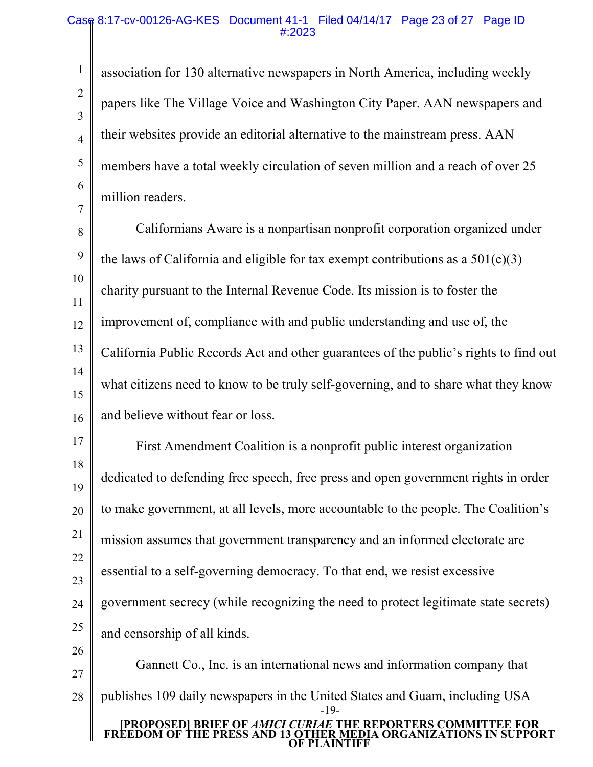association for 130 alternative newspapers in North America, including weekly papers like The Village Voice and Washington City Paper. AAN newspapers and their websites provide an editorial alternative to the mainstream press. AAN members have a total weekly circulation of seven million and a reach of over 25 million readers.

Californians Aware is a nonpartisan nonprofit corporation organized under the laws of California and eligible for tax exempt contributions as a 501(c)(3) charity pursuant to the Internal Revenue Code. Its mission is to foster the improvement of, compliance with and public understanding and use of, the California Public Records Act and other guarantees of the public's rights to find out what citizens need to know to be truly self-governing, and to share what they know and believe without fear or loss.

First Amendment Coalition is a nonprofit public interest organization dedicated to defending free speech, free press and open government rights in order to make government, at all levels, more accountable to the people. The Coalition's mission assumes that government transparency and an informed electorate are essential to a self-governing democracy. To that end, we resist excessive government secrecy (while recognizing the need to protect legitimate state secrets) and censorship of all kinds.

Gannett Co., Inc. is an international news and information company that publishes 109 daily newspapers in the United States and Guam, including USA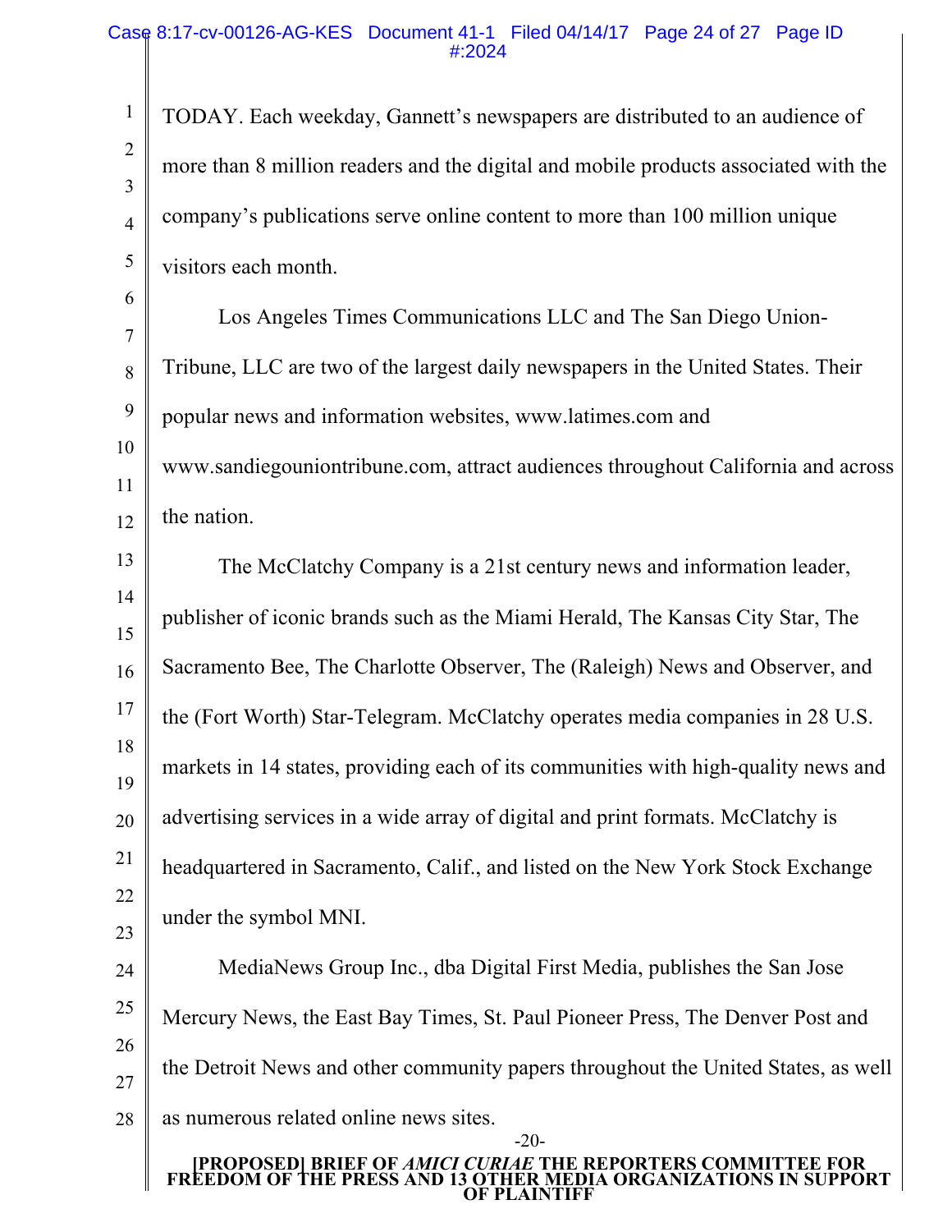TODAY. Each weekday, Gannett's newspapers are distributed to an audience of more than 8 million readers and the digital and mobile products associated with the company's publications serve online content to more than 100 million unique visitors each month.

Los Angeles Times Communications LLC and The San Diego Union-Tribune, LLC are two of the largest daily newspapers in the United States. Their popular news and information websites, www.latimes.com and www.sandiegouniontribune.com, attract audiences throughout California and across the nation.

The McClatchy Company is a 21st century news and information leader, publisher of iconic brands such as the Miami Herald, The Kansas City Star, The Sacramento Bee, The Charlotte Observer, The (Raleigh) News and Observer, and the (Fort Worth) Star-Telegram. McClatchy operates media companies in 28 U.S. markets in 14 states, providing each of its communities with high-quality news and advertising services in a wide array of digital and print formats. McClatchy is headquartered in Sacramento, Calif., and listed on the New York Stock Exchange under the symbol MNI.

MediaNews Group Inc., dba Digital First Media, publishes the San Jose Mercury News, the East Bay Times, St. Paul Pioneer Press, The Denver Post and the Detroit News and other community papers throughout the United States, as well as numerous related online news sites.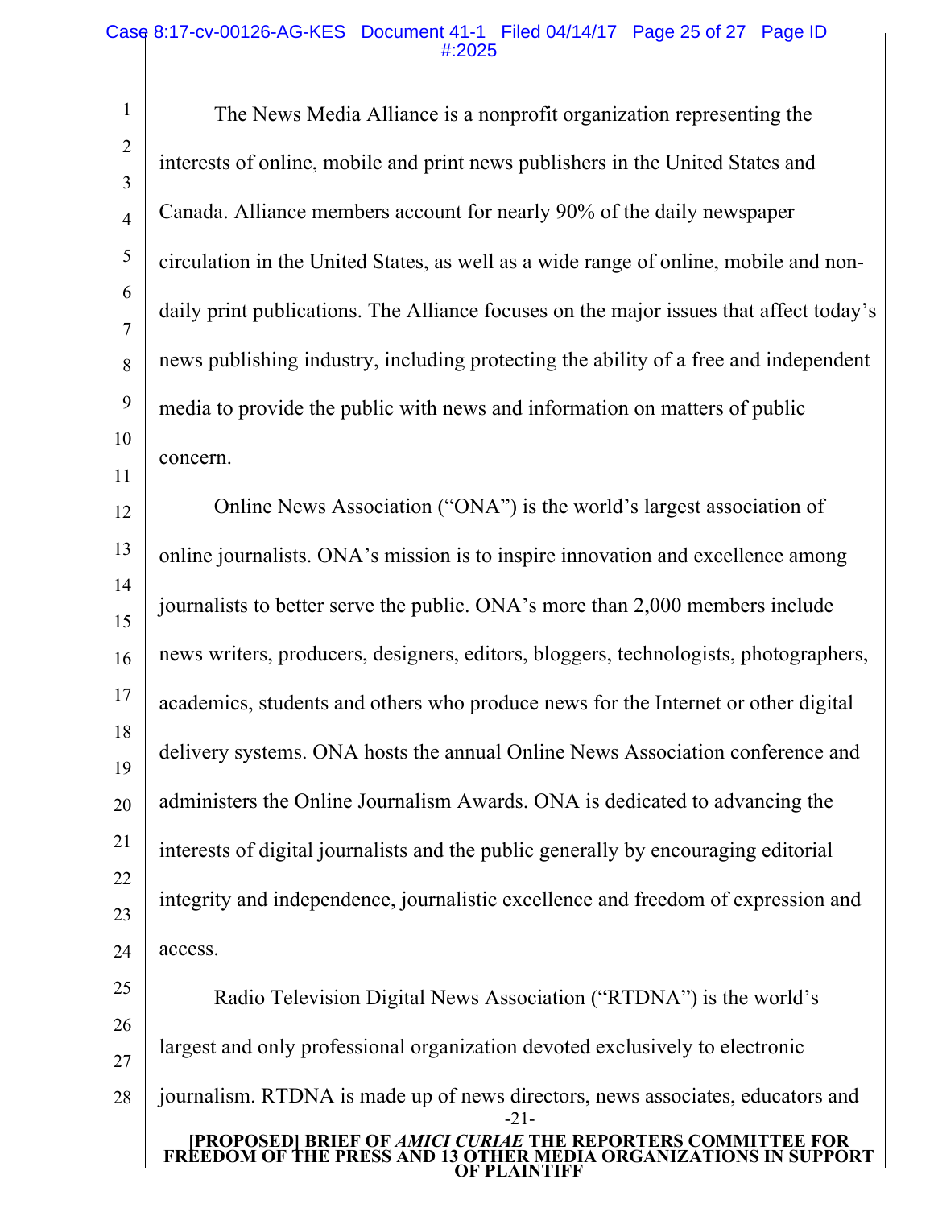The News Media Alliance is a nonprofit organization representing the interests of online, mobile and print news publishers in the United States and Canada. Alliance members account for nearly 90% of the daily newspaper circulation in the United States, as well as a wide range of online, mobile and non-daily print publications. The Alliance focuses on the major issues that affect today's news publishing industry, including protecting the ability of a free and independent media to provide the public with news and information on matters of public concern.

Online News Association ("ONA") is the world's largest association of online journalists. ONA's mission is to inspire innovation and excellence among journalists to better serve the public. ONA's more than 2,000 members include news writers, producers, designers, editors, bloggers, technologists, photographers, academics, students and others who produce news for the Internet or other digital delivery systems. ONA hosts the annual Online News Association conference and administers the Online Journalism Awards. ONA is dedicated to advancing the interests of digital journalists and the public generally by encouraging editorial integrity and independence, journalistic excellence and freedom of expression and access.

Radio Television Digital News Association ("RTDNA") is the world's largest and only professional organization devoted exclusively to electronic journalism. RTDNA is made up of news directors, news associates, educators and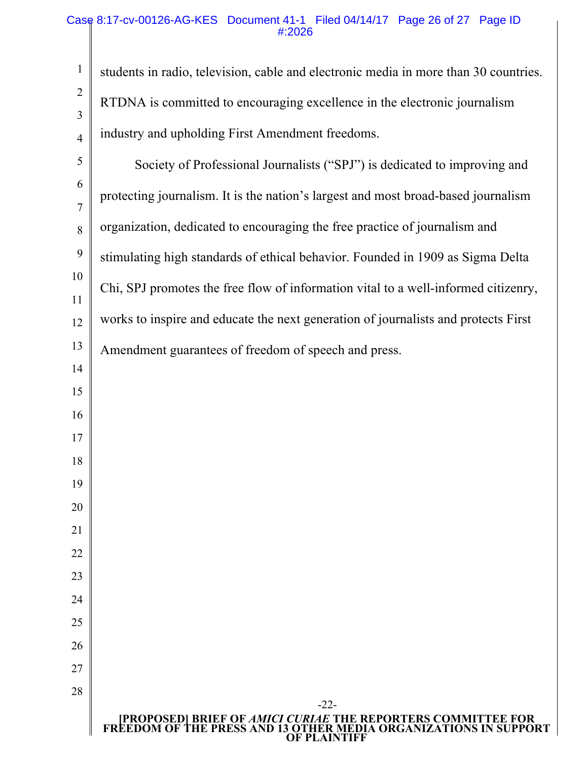students in radio, television, cable and electronic media in more than 30 countries. RTDNA is committed to encouraging excellence in the electronic journalism industry and upholding First Amendment freedoms.

Society of Professional Journalists (“SPJ”) is dedicated to improving and protecting journalism. It is the nation’s largest and most broad-based journalism organization, dedicated to encouraging the free practice of journalism and stimulating high standards of ethical behavior. Founded in 1909 as Sigma Delta Chi, SPJ promotes the free flow of information vital to a well-informed citizenry, works to inspire and educate the next generation of journalists and protects First Amendment guarantees of freedom of speech and press.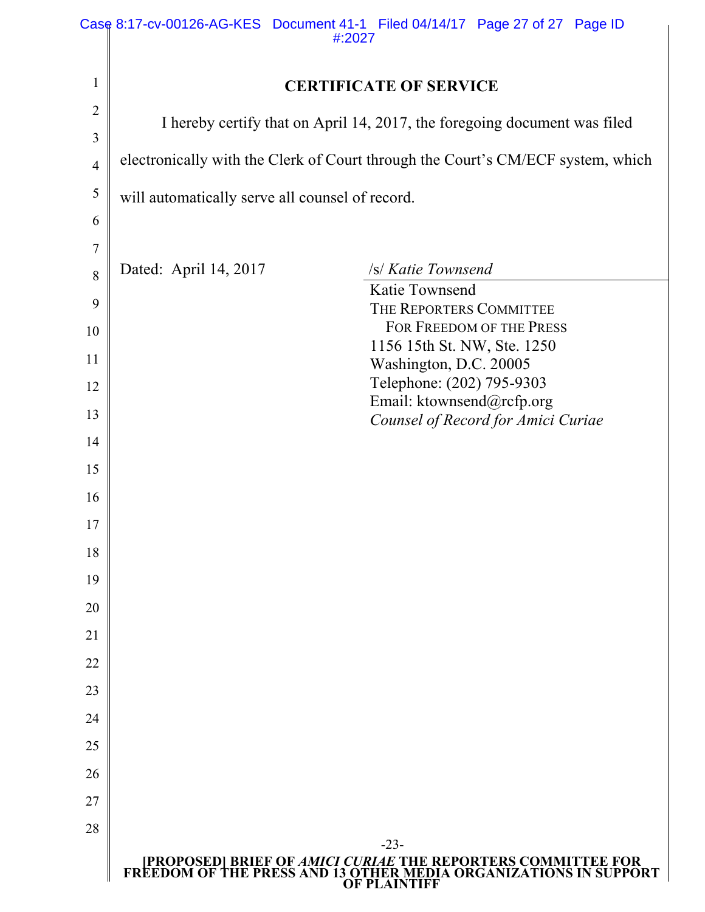## CERTIFICATE OF SERVICE

I hereby certify that on April 14, 2017, the foregoing document was filed electronically with the Clerk of Court through the Court's CM/ECF system, which will automatically serve all counsel of record.

Dated: April 14, 2017

/s/ *Katie Townsend*

Katie Townsend
THE REPORTERS COMMITTEE
FOR FREEDOM OF THE PRESS
1156 15th St. NW, Ste. 1250
Washington, D.C. 20005
Telephone: (202) 795-9303
Email: ktownsend@rcfp.org
*Counsel of Record for Amici Curiae*